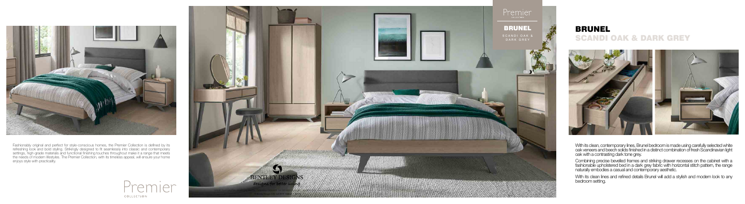Fashionably original and perfect for style-conscious homes, the Premier Collection is defined by its refreshing look and bold styling. Strikingly designed to fit seamlessly into classic and contemporary settings, high-grade materials and functional finishing touches throughout make it a range that meets the needs of modern lifestyles. The Premier Collection, with its timeless appeal, will ensure your home enjoys style with practicality.

Premier
COLLECTION

Premier
COLLECTION

BRUNEL
SCANDI OAK & DARK GREY

BENTLEY DESIGNS
designs for better living

# BRUNEL
## SCANDI OAK & DARK GREY

With its clean, contemporary lines, Brunel bedroom is made using carefully selected white oak veneers and beech solids finished in a distinct combination of fresh Scandinavian light oak with a contrasting dark tone grey.

Combining precise bevelled frames and striking drawer recesses on the cabinet with a fashionable upholstered bed in a dark grey fabric with horizontal stitch pattern, the range naturally embodies a casual and contemporary aesthetic.

With its clean lines and refined details Brunel will add a stylish and modern look to any bedroom setting.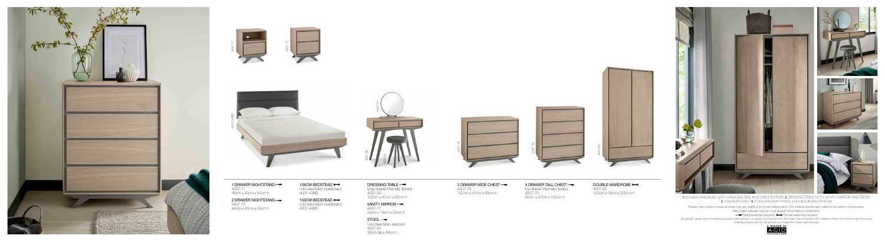1 DRAWER NIGHTSTAND
4007-71
46cm x 40cm x 55cm h

2 DRAWER NIGHTSTAND
4007-72
46cm x 40cm x 55cm h

135CM BEDSTEAD
cold steel fabric headboard
4007-43BD

150CM BEDSTEAD
cold steel fabric headboard
4007-44BD

DRESSING TABLE
large drawer internally divided
4007-90
102cm x 47cm x 83cm h

VANITY MIRROR
4007-17
50cm x 19cm x 52cm h

STOOL
cold steel fabric seat pad
4007-91
38cm dia x 48cm h

3 DRAWER WIDE CHEST
4007-78
102cm x 47cm x 83cm h

4 DRAWER TALL CHEST
top drawer internally divided
4007-70
85cm x 47cm x 105cm h

DOUBLE WARDROBE
4007-82
102cm x 59cm x 200cm h

**1.** DOUBLE WARDROBE WITH HANGING RAIL AND SHELF FEATURE **2.** DRESSING TABLE WITH VANITY MIRROR AND STOOL **3.** 3 DRAWER CHEST **4.** 2 DRAWER NIGHTSTAND AND HEADBOARD FEATURE

Please note, product measurements may vary slightly from those stated within. Our material specification refers to the exterior components. Man-made materials may be used as part of the internal construction.

Partial assembly required. Full self-assembly required.

All copyright, design rights and intellectual property rights existing in our designs and products and in the images, text and design of this marketing material are and will remain the property of Bentley Designs (UK) Ltd. Any use will be an infringement of these rights and any...